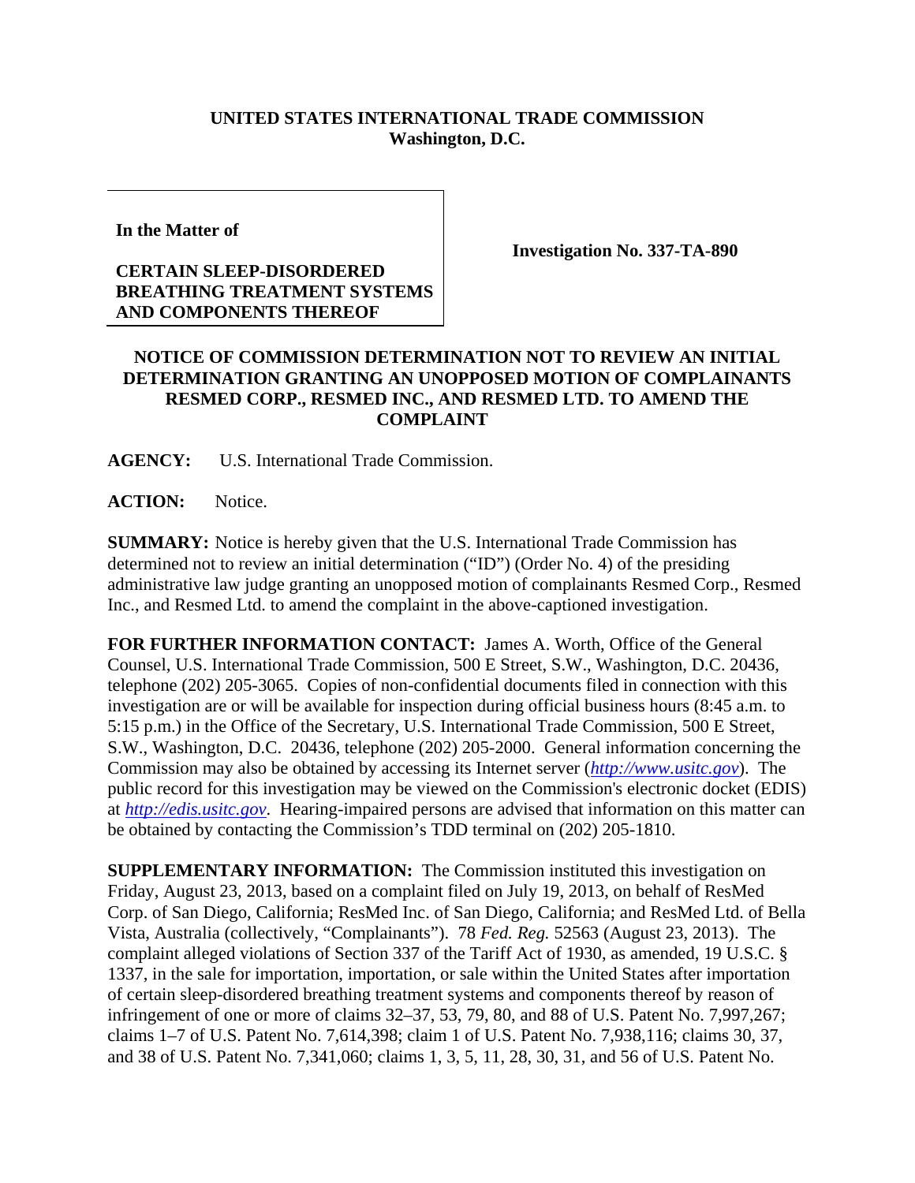**UNITED STATES INTERNATIONAL TRADE COMMISSION**
**Washington, D.C.**

**In the Matter of**

**CERTAIN SLEEP-DISORDERED BREATHING TREATMENT SYSTEMS AND COMPONENTS THEREOF**

**Investigation No. 337-TA-890**

**NOTICE OF COMMISSION DETERMINATION NOT TO REVIEW AN INITIAL DETERMINATION GRANTING AN UNOPPOSED MOTION OF COMPLAINANTS RESMED CORP., RESMED INC., AND RESMED LTD. TO AMEND THE COMPLAINT**

**AGENCY:** U.S. International Trade Commission.

**ACTION:** Notice.

**SUMMARY:** Notice is hereby given that the U.S. International Trade Commission has determined not to review an initial determination ("ID") (Order No. 4) of the presiding administrative law judge granting an unopposed motion of complainants Resmed Corp., Resmed Inc., and Resmed Ltd. to amend the complaint in the above-captioned investigation.

**FOR FURTHER INFORMATION CONTACT:** James A. Worth, Office of the General Counsel, U.S. International Trade Commission, 500 E Street, S.W., Washington, D.C. 20436, telephone (202) 205-3065. Copies of non-confidential documents filed in connection with this investigation are or will be available for inspection during official business hours (8:45 a.m. to 5:15 p.m.) in the Office of the Secretary, U.S. International Trade Commission, 500 E Street, S.W., Washington, D.C. 20436, telephone (202) 205-2000. General information concerning the Commission may also be obtained by accessing its Internet server (*http://www.usitc.gov*). The public record for this investigation may be viewed on the Commission's electronic docket (EDIS) at *http://edis.usitc.gov*. Hearing-impaired persons are advised that information on this matter can be obtained by contacting the Commission's TDD terminal on (202) 205-1810.

**SUPPLEMENTARY INFORMATION:** The Commission instituted this investigation on Friday, August 23, 2013, based on a complaint filed on July 19, 2013, on behalf of ResMed Corp. of San Diego, California; ResMed Inc. of San Diego, California; and ResMed Ltd. of Bella Vista, Australia (collectively, "Complainants"). 78 *Fed. Reg.* 52563 (August 23, 2013). The complaint alleged violations of Section 337 of the Tariff Act of 1930, as amended, 19 U.S.C. § 1337, in the sale for importation, importation, or sale within the United States after importation of certain sleep-disordered breathing treatment systems and components thereof by reason of infringement of one or more of claims 32–37, 53, 79, 80, and 88 of U.S. Patent No. 7,997,267; claims 1–7 of U.S. Patent No. 7,614,398; claim 1 of U.S. Patent No. 7,938,116; claims 30, 37, and 38 of U.S. Patent No. 7,341,060; claims 1, 3, 5, 11, 28, 30, 31, and 56 of U.S. Patent No.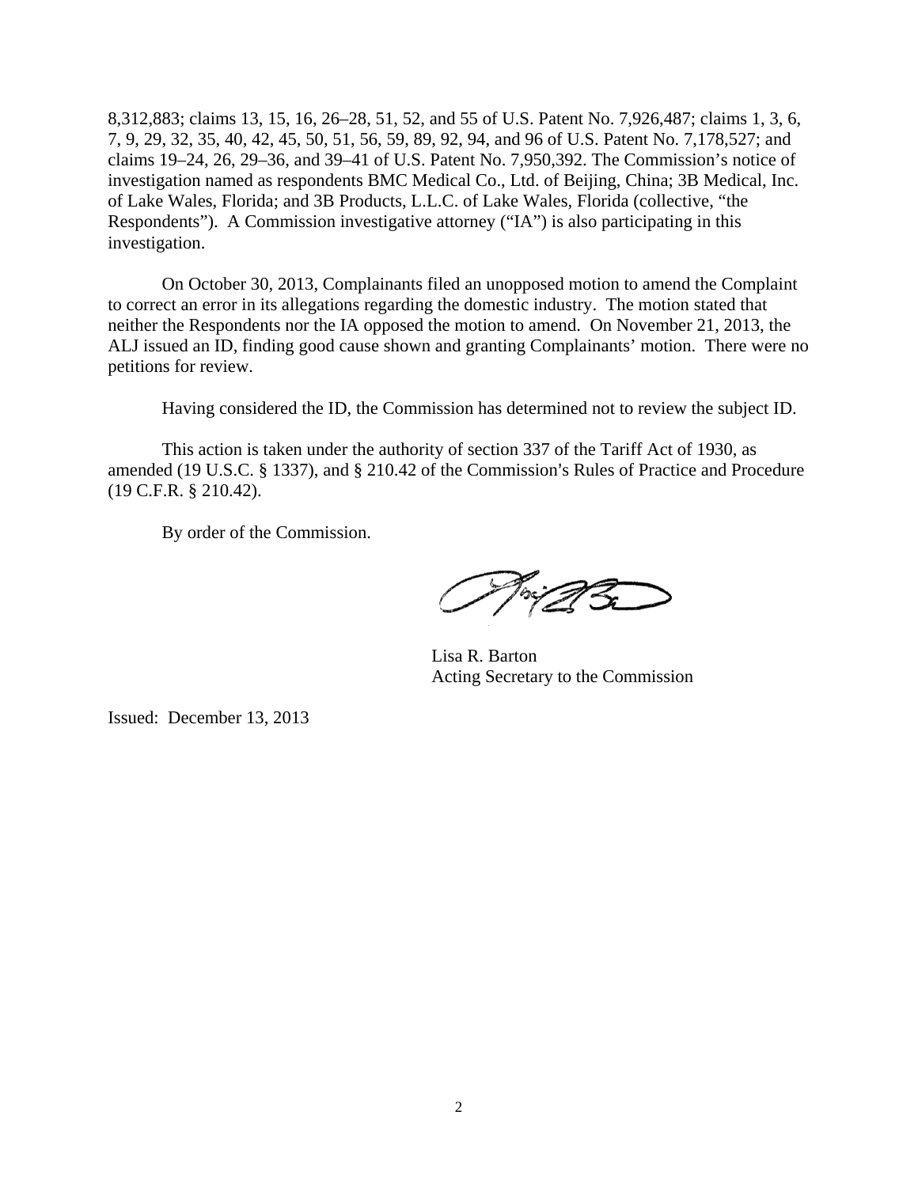8,312,883; claims 13, 15, 16, 26–28, 51, 52, and 55 of U.S. Patent No. 7,926,487; claims 1, 3, 6, 7, 9, 29, 32, 35, 40, 42, 45, 50, 51, 56, 59, 89, 92, 94, and 96 of U.S. Patent No. 7,178,527; and claims 19–24, 26, 29–36, and 39–41 of U.S. Patent No. 7,950,392. The Commission's notice of investigation named as respondents BMC Medical Co., Ltd. of Beijing, China; 3B Medical, Inc. of Lake Wales, Florida; and 3B Products, L.L.C. of Lake Wales, Florida (collective, "the Respondents"). A Commission investigative attorney ("IA") is also participating in this investigation.

On October 30, 2013, Complainants filed an unopposed motion to amend the Complaint to correct an error in its allegations regarding the domestic industry. The motion stated that neither the Respondents nor the IA opposed the motion to amend. On November 21, 2013, the ALJ issued an ID, finding good cause shown and granting Complainants' motion. There were no petitions for review.

Having considered the ID, the Commission has determined not to review the subject ID.

This action is taken under the authority of section 337 of the Tariff Act of 1930, as amended (19 U.S.C. § 1337), and § 210.42 of the Commission's Rules of Practice and Procedure (19 C.F.R. § 210.42).

By order of the Commission.

Lisa R. Barton
Acting Secretary to the Commission

Issued: December 13, 2013